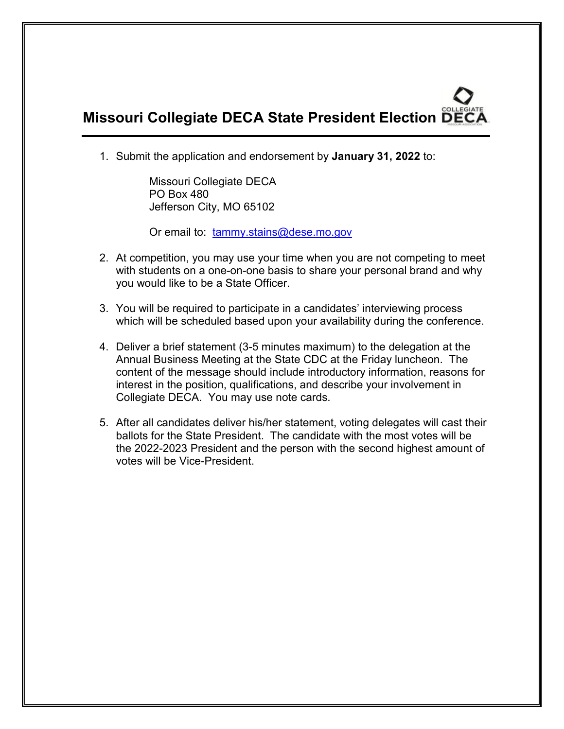# Missouri Collegiate DECA State President Election

1. Submit the application and endorsement by **January 31, 2022** to:

   Missouri Collegiate DECA
   PO Box 480
   Jefferson City, MO 65102

   Or email to: tammy.stains@dese.mo.gov

2. At competition, you may use your time when you are not competing to meet with students on a one-on-one basis to share your personal brand and why you would like to be a State Officer.

3. You will be required to participate in a candidates' interviewing process which will be scheduled based upon your availability during the conference.

4. Deliver a brief statement (3-5 minutes maximum) to the delegation at the Annual Business Meeting at the State CDC at the Friday luncheon. The content of the message should include introductory information, reasons for interest in the position, qualifications, and describe your involvement in Collegiate DECA. You may use note cards.

5. After all candidates deliver his/her statement, voting delegates will cast their ballots for the State President. The candidate with the most votes will be the 2022-2023 President and the person with the second highest amount of votes will be Vice-President.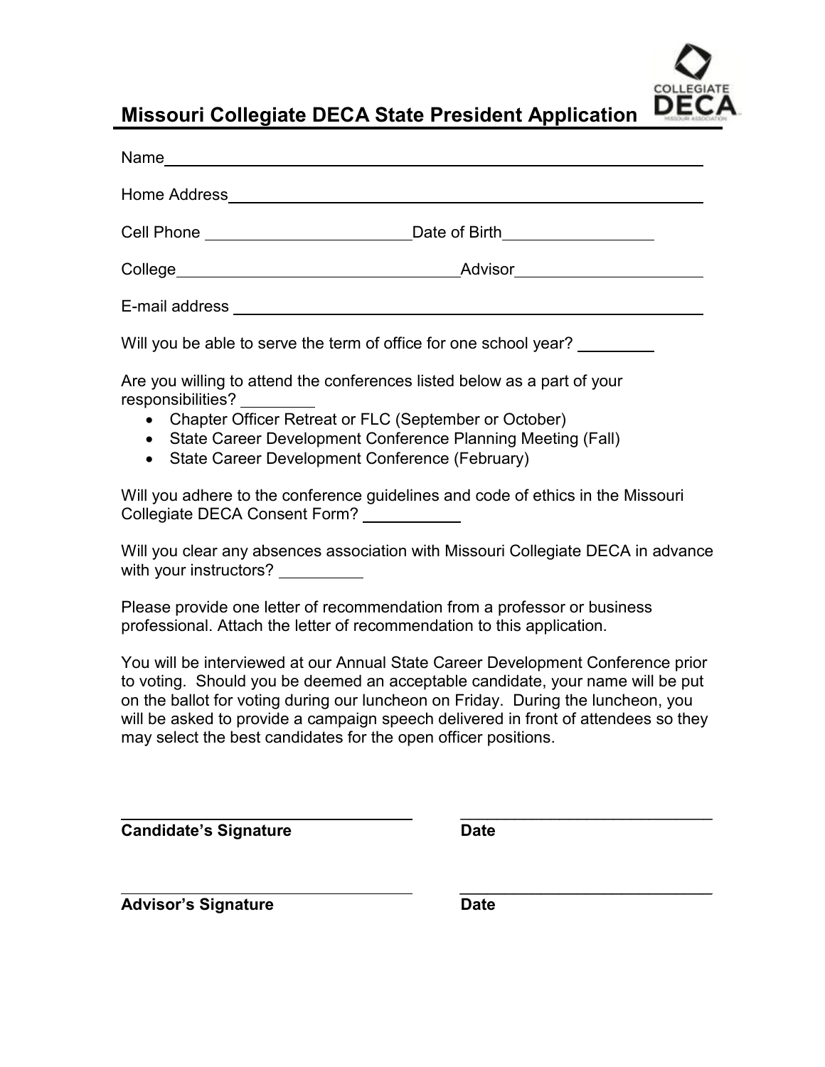# Missouri Collegiate DECA State President Application

Name ______________________________________________

Home Address ______________________________________________

Cell Phone ______________________ Date of Birth ________________

College ______________________________ Advisor ____________________

E-mail address ______________________________________________

Will you be able to serve the term of office for one school year? ________

Are you willing to attend the conferences listed below as a part of your responsibilities? ________

- Chapter Officer Retreat or FLC (September or October)
- State Career Development Conference Planning Meeting (Fall)
- State Career Development Conference (February)

Will you adhere to the conference guidelines and code of ethics in the Missouri Collegiate DECA Consent Form? __________

Will you clear any absences association with Missouri Collegiate DECA in advance with your instructors? _________

Please provide one letter of recommendation from a professor or business professional. Attach the letter of recommendation to this application.

You will be interviewed at our Annual State Career Development Conference prior to voting. Should you be deemed an acceptable candidate, your name will be put on the ballot for voting during our luncheon on Friday. During the luncheon, you will be asked to provide a campaign speech delivered in front of attendees so they may select the best candidates for the open officer positions.

______________________________ ______________________________

**Candidate's Signature** **Date**

______________________________ ______________________________

**Advisor's Signature** **Date**